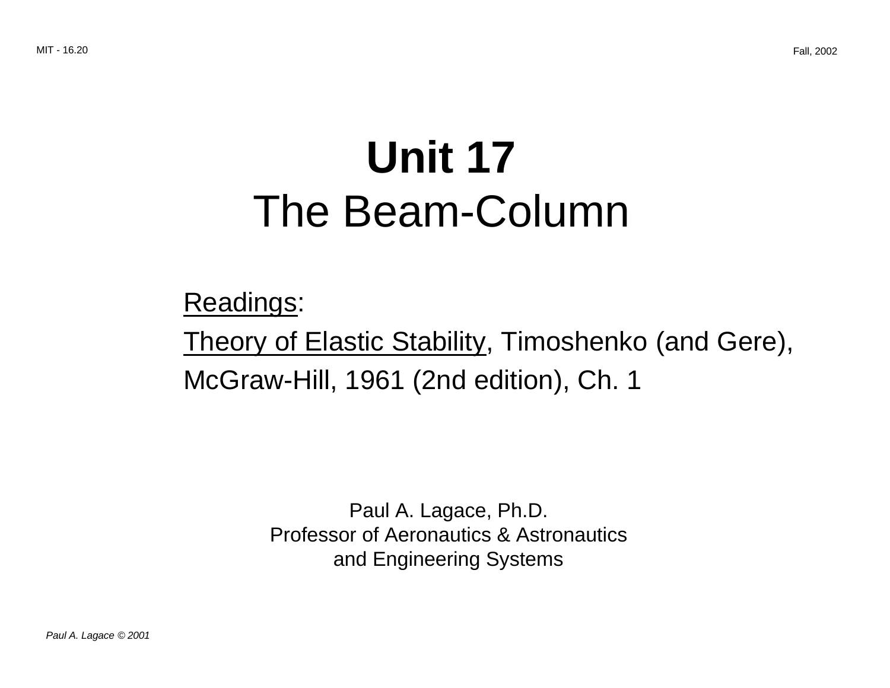# Unit 17
## The Beam-Column

Readings:

Theory of Elastic Stability, Timoshenko (and Gere), McGraw-Hill, 1961 (2nd edition), Ch. 1

Paul A. Lagace, Ph.D.
Professor of Aeronautics & Astronautics
and Engineering Systems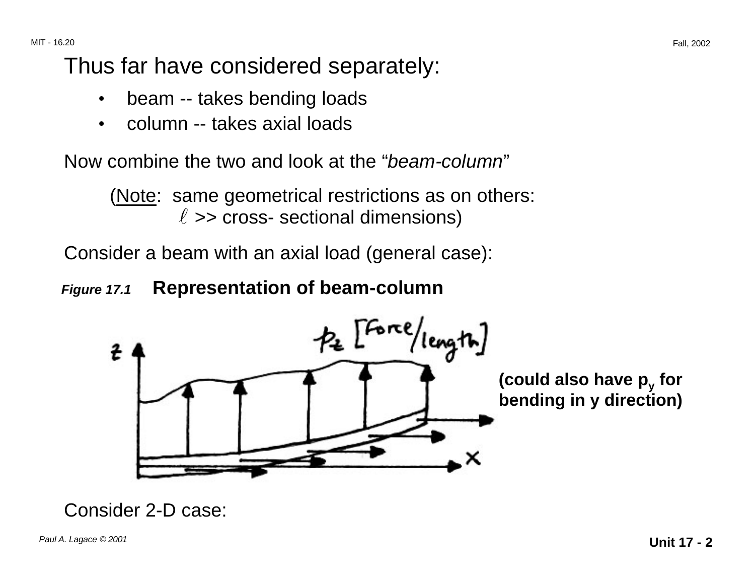Thus far have considered separately:

- beam -- takes bending loads
- column -- takes axial loads

Now combine the two and look at the "*beam-column*"

(Note: same geometrical restrictions as on others: $\ell$ >> cross- sectional dimensions)

Consider a beam with an axial load (general case):

***Figure 17.1*** **Representation of beam-column**

**(could also have $p_y$ for bending in y direction)**

Consider 2-D case: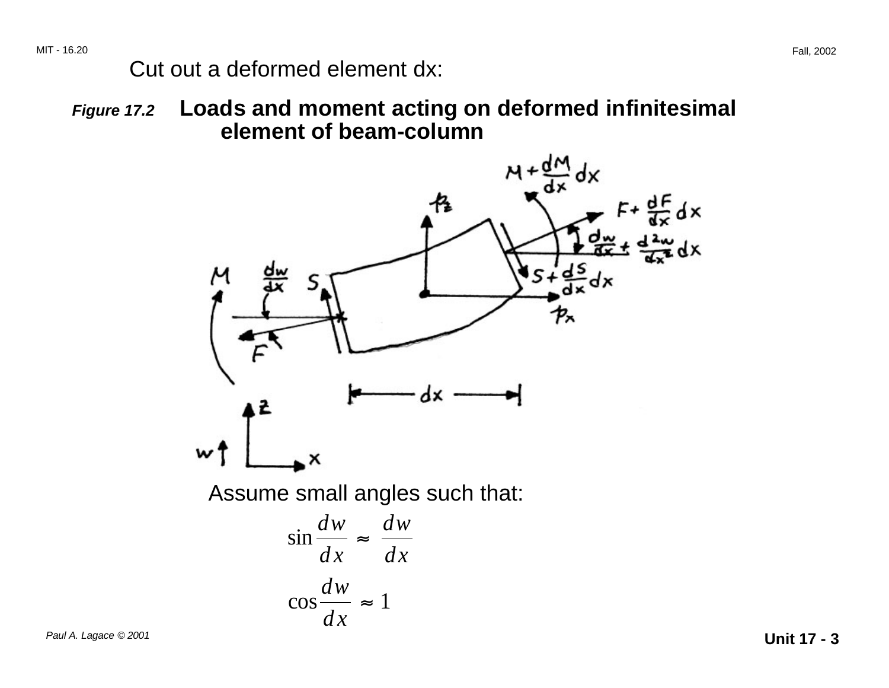Cut out a deformed element dx:

***Figure 17.2*** **Loads and moment acting on deformed infinitesimal element of beam-column**

Assume small angles such that:

$$\sin \frac{dw}{dx} \approx \frac{dw}{dx}$$

$$\cos \frac{dw}{dx} \approx 1$$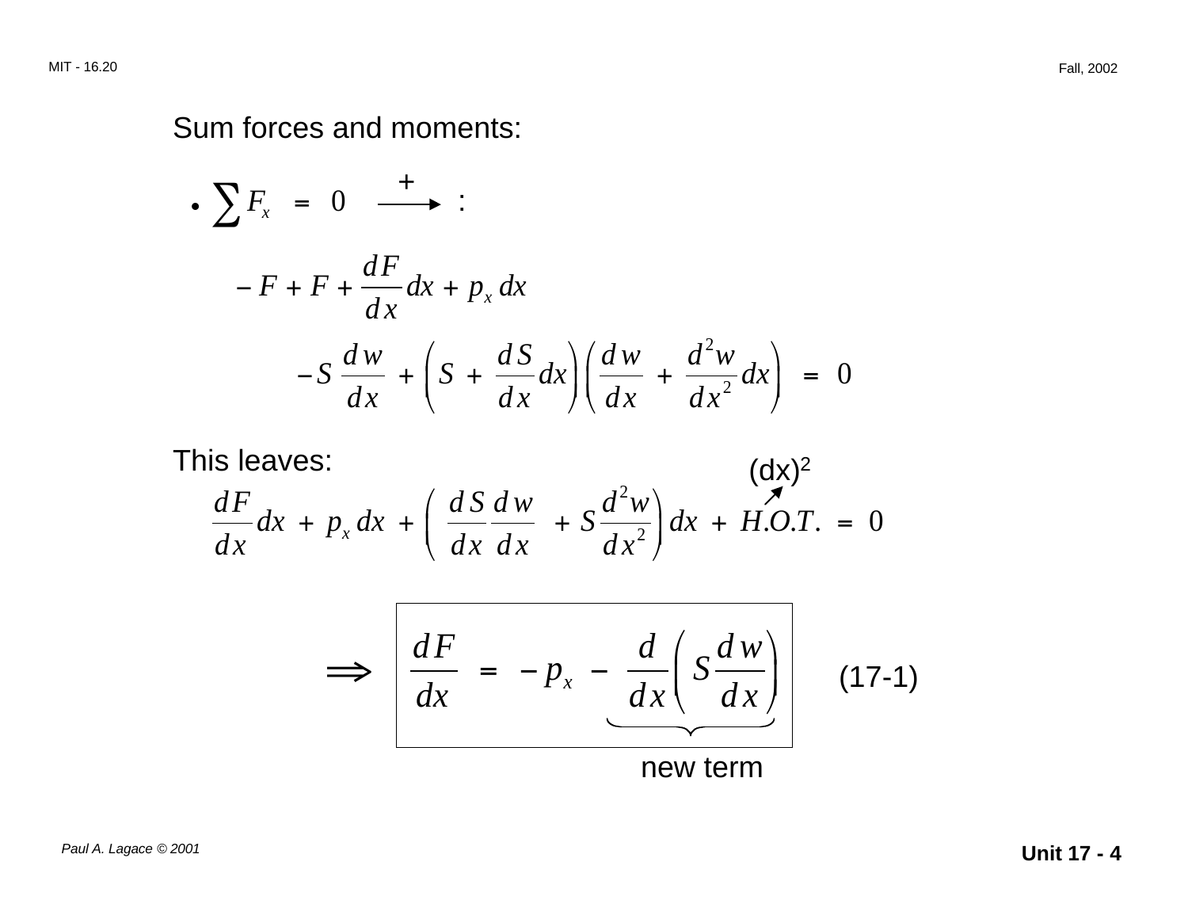Sum forces and moments:

- $\sum F_x = 0 \quad \xrightarrow{+}$ :

$$- F + F + \frac{dF}{dx} dx + p_x \, dx$$

$$- S \frac{dw}{dx} + \left( S + \frac{dS}{dx} dx \right) \left( \frac{dw}{dx} + \frac{d^2 w}{dx^2} dx \right) = 0$$

This leaves:

$$\frac{dF}{dx} dx + p_x \, dx + \left( \frac{dS}{dx} \frac{dw}{dx} + S \frac{d^2 w}{dx^2} \right) dx + \underbrace{H.O.T.}_{(dx)^2} = 0$$

$$\Rightarrow \boxed{\frac{dF}{dx} = - p_x - \underbrace{\frac{d}{dx} \left( S \frac{dw}{dx} \right)}_{\text{new term}}} \qquad \text{(17-1)}$$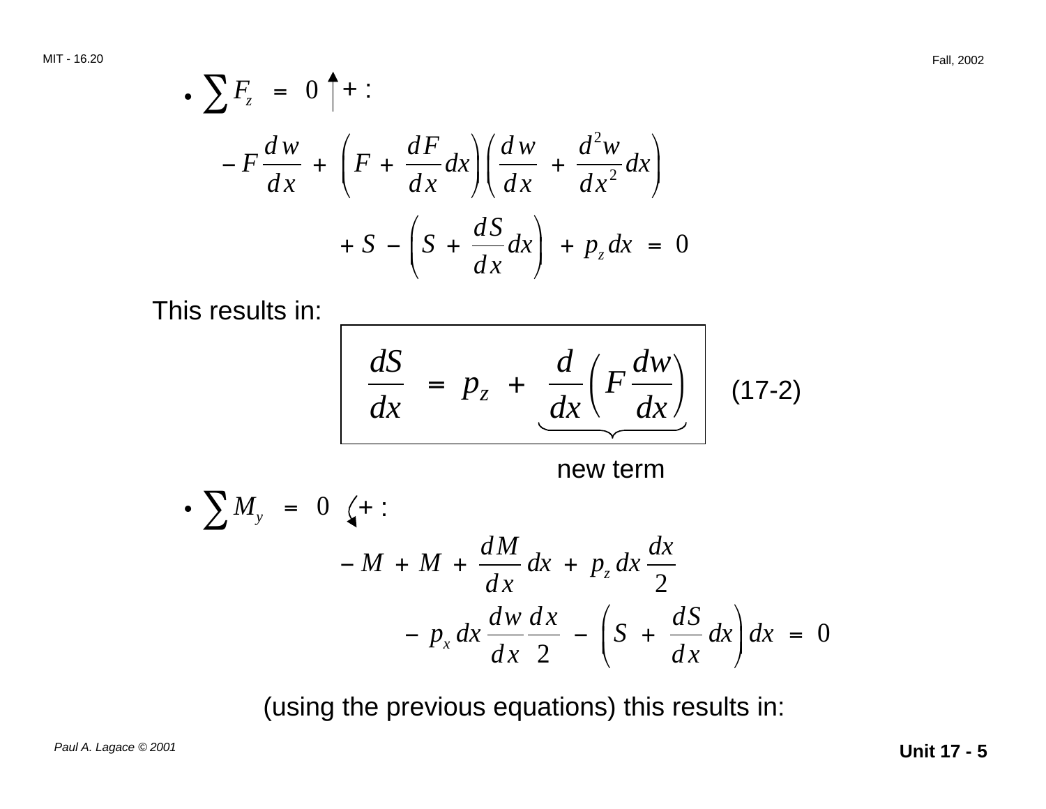- $\sum F_z = 0 \uparrow + :$

$$- F \frac{dw}{dx} + \left( F + \frac{dF}{dx} dx \right) \left( \frac{dw}{dx} + \frac{d^2 w}{dx^2} dx \right)$$

$$+ S - \left( S + \frac{dS}{dx} dx \right) + p_z dx = 0$$

This results in:

$$\boxed{\frac{dS}{dx} = p_z + \underbrace{\frac{d}{dx}\left( F \frac{dw}{dx} \right)}_{\text{new term}}} \qquad \text{(17-2)}$$

- $\sum M_y = 0 \curvearrowleft + :$

$$- M + M + \frac{dM}{dx} dx + p_z dx \frac{dx}{2}$$

$$- p_x dx \frac{dw}{dx} \frac{dx}{2} - \left( S + \frac{dS}{dx} dx \right) dx = 0$$

(using the previous equations) this results in: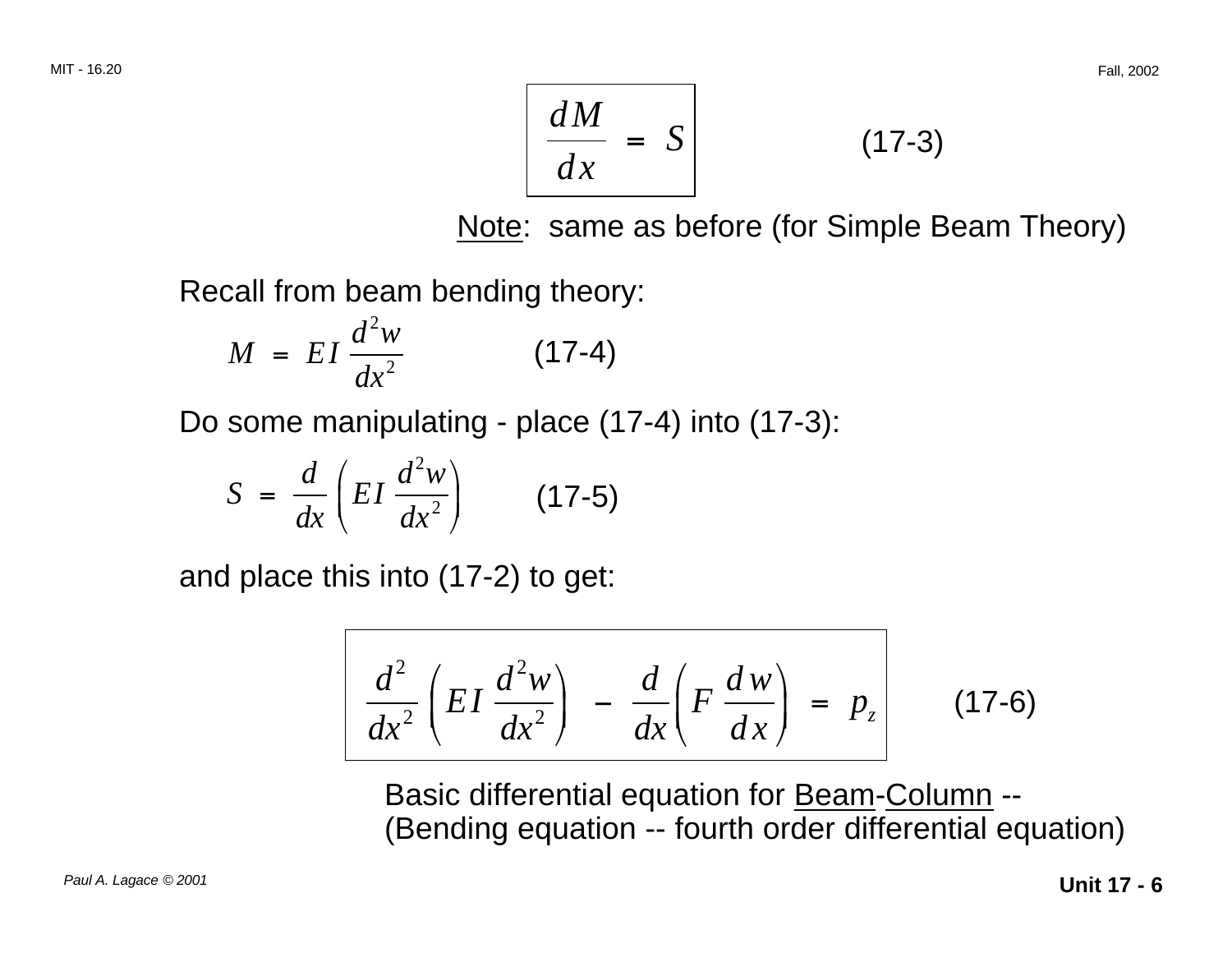$$\boxed{\frac{dM}{dx} = S} \qquad (17\text{-}3)$$

Note: same as before (for Simple Beam Theory)

Recall from beam bending theory:

$$M = EI \frac{d^2 w}{dx^2} \qquad (17\text{-}4)$$

Do some manipulating - place (17-4) into (17-3):

$$S = \frac{d}{dx}\left(EI \frac{d^2 w}{dx^2}\right) \qquad (17\text{-}5)$$

and place this into (17-2) to get:

$$\boxed{\frac{d^2}{dx^2}\left(EI \frac{d^2 w}{dx^2}\right) - \frac{d}{dx}\left(F \frac{dw}{dx}\right) = p_z} \qquad (17\text{-}6)$$

Basic differential equation for Beam-Column --
(Bending equation -- fourth order differential equation)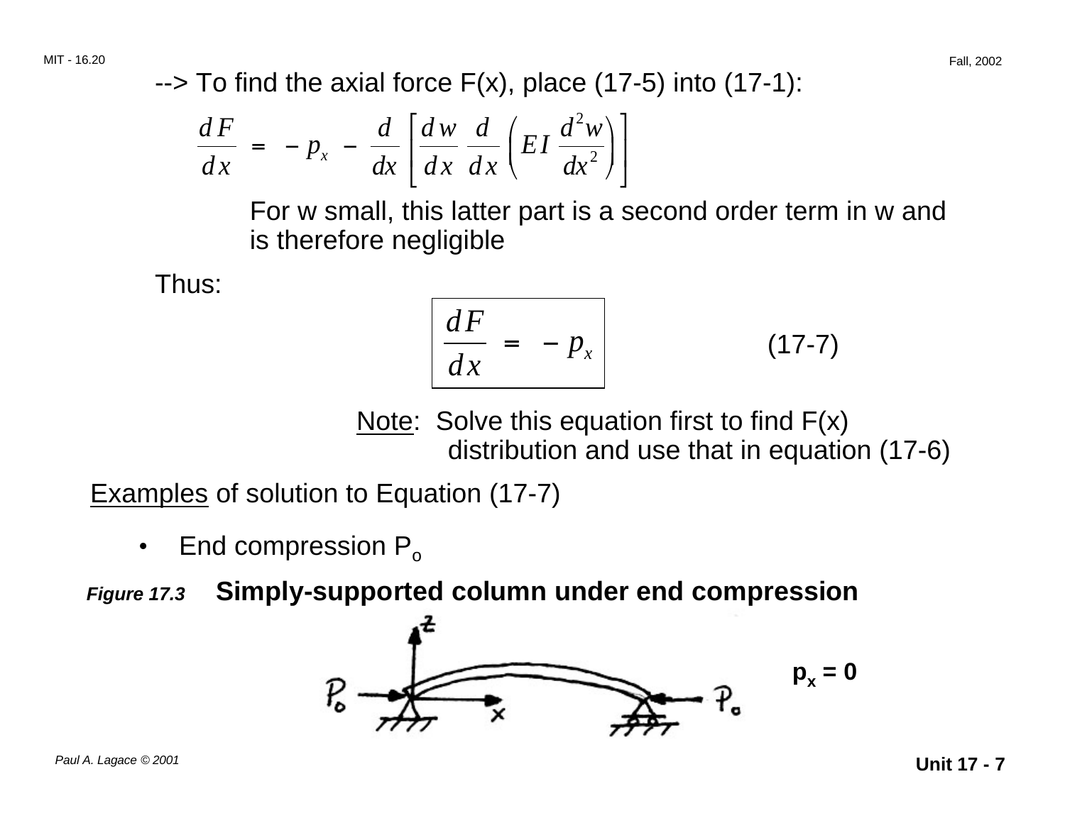--> To find the axial force F(x), place (17-5) into (17-1):

$$\frac{dF}{dx} = -p_x - \frac{d}{dx}\left[\frac{dw}{dx}\frac{d}{dx}\left(EI\frac{d^2w}{dx^2}\right)\right]$$

For w small, this latter part is a second order term in w and is therefore negligible

Thus:

$$\boxed{\frac{dF}{dx} = -p_x} \qquad (17\text{-}7)$$

<u>Note</u>: Solve this equation first to find F(x) distribution and use that in equation (17-6)

<u>Examples</u> of solution to Equation (17-7)

- End compression $P_o$

***Figure 17.3*** **Simply-supported column under end compression**

$\mathbf{p_x = 0}$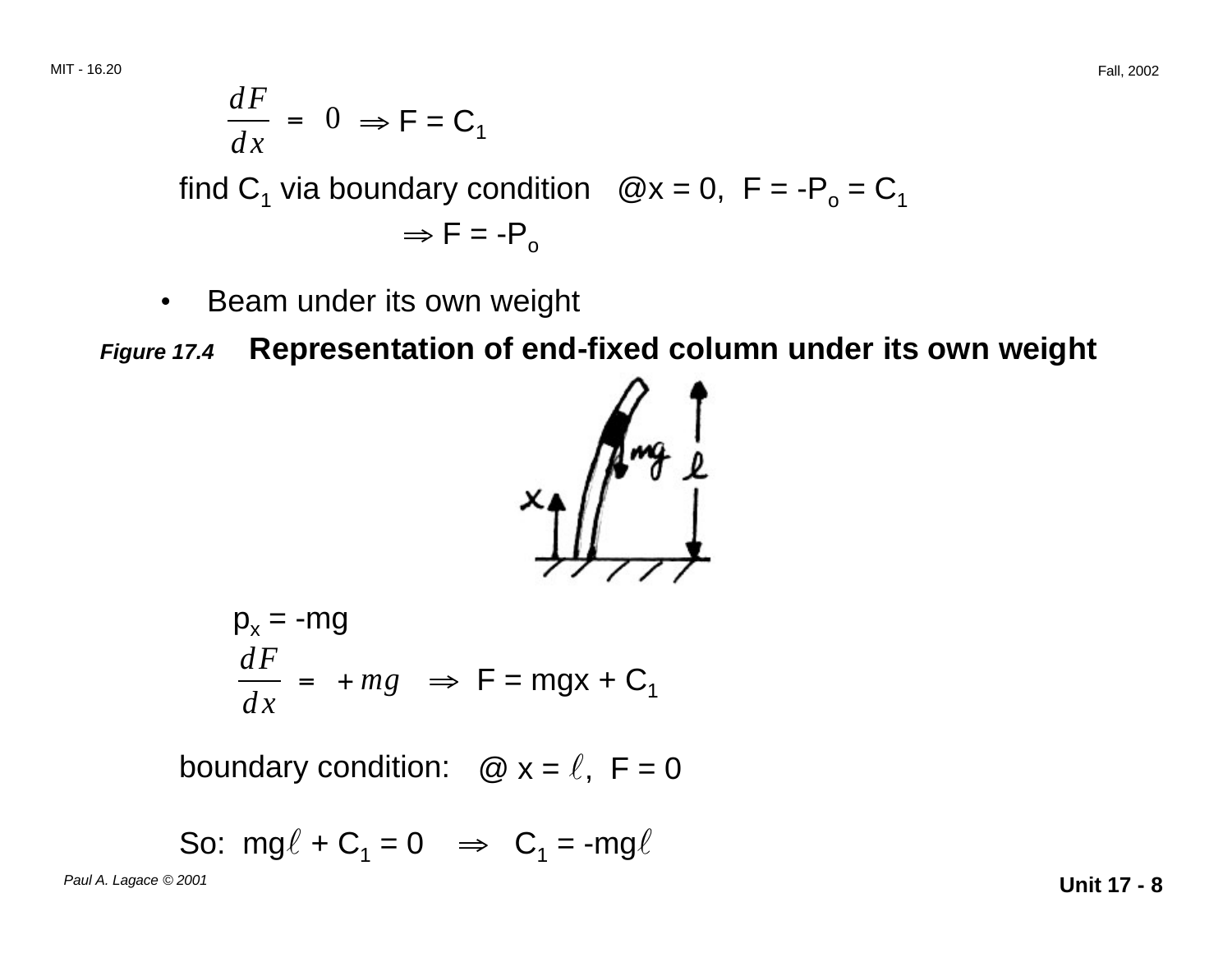$$\frac{dF}{dx} = 0 \Rightarrow F = C_1$$

find $C_1$ via boundary condition @x = 0, $F = -P_o = C_1$

$$\Rightarrow F = -P_o$$

- Beam under its own weight

***Figure 17.4*** **Representation of end-fixed column under its own weight**

$p_x = -mg$

$$\frac{dF}{dx} = +mg \quad \Rightarrow \quad F = mgx + C_1$$

boundary condition: @ $x = \ell$, $F = 0$

So: $mg\ell + C_1 = 0 \quad \Rightarrow \quad C_1 = -mg\ell$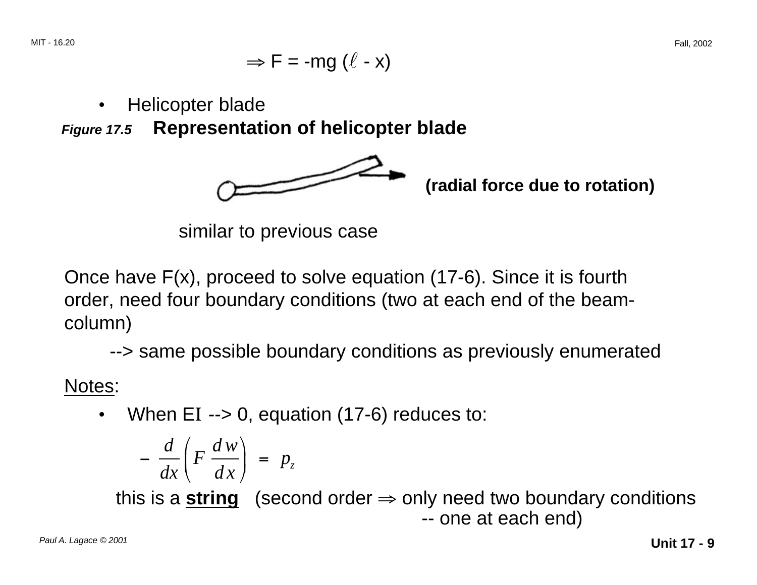$\Rightarrow F = -mg (\ell - x)$

- Helicopter blade

***Figure 17.5*** **Representation of helicopter blade**

**(radial force due to rotation)**

similar to previous case

Once have F(x), proceed to solve equation (17-6). Since it is fourth order, need four boundary conditions (two at each end of the beam-column)

--> same possible boundary conditions as previously enumerated

Notes:

- When EI --> 0, equation (17-6) reduces to:

$$- \frac{d}{dx}\left(F \frac{dw}{dx}\right) = p_z$$

this is a **string** (second order $\Rightarrow$ only need two boundary conditions -- one at each end)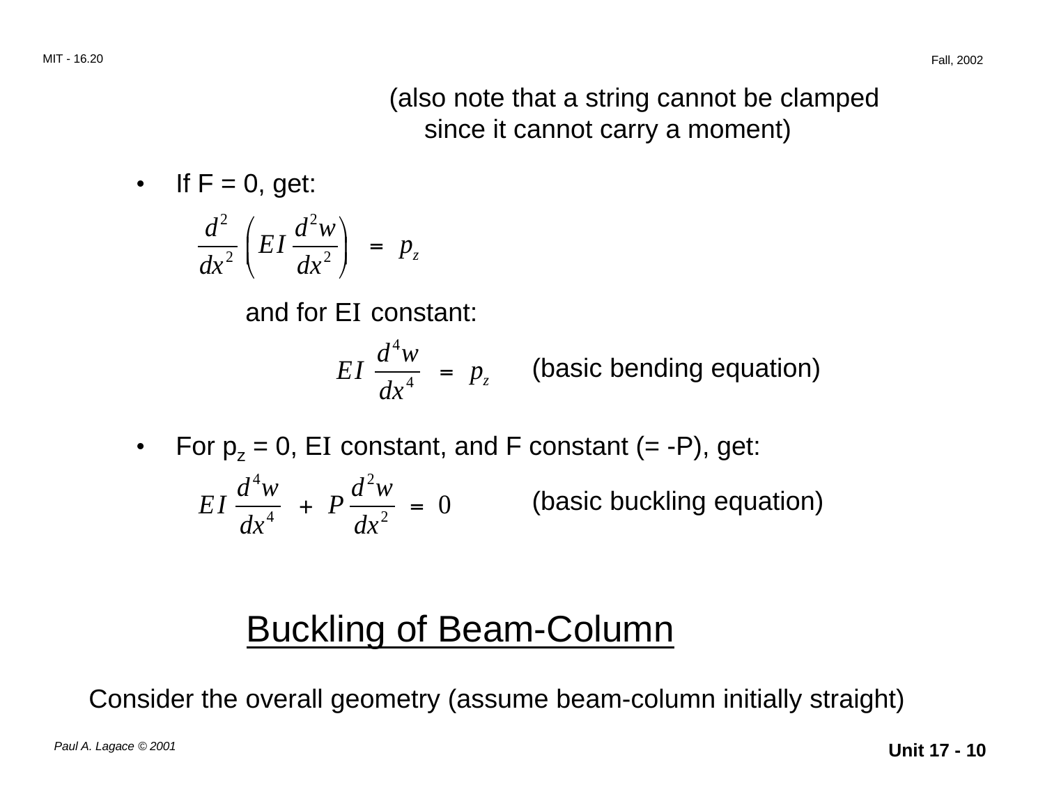(also note that a string cannot be clamped since it cannot carry a moment)

- If F = 0, get:

$$\frac{d^2}{dx^2}\left(EI\,\frac{d^2w}{dx^2}\right) = p_z$$

and for EI constant:

$$EI\,\frac{d^4w}{dx^4} = p_z \qquad \text{(basic bending equation)}$$

- For $p_z$ = 0, EI constant, and F constant (= -P), get:

$$EI\,\frac{d^4w}{dx^4} + P\,\frac{d^2w}{dx^2} = 0 \qquad \text{(basic buckling equation)}$$

## Buckling of Beam-Column

Consider the overall geometry (assume beam-column initially straight)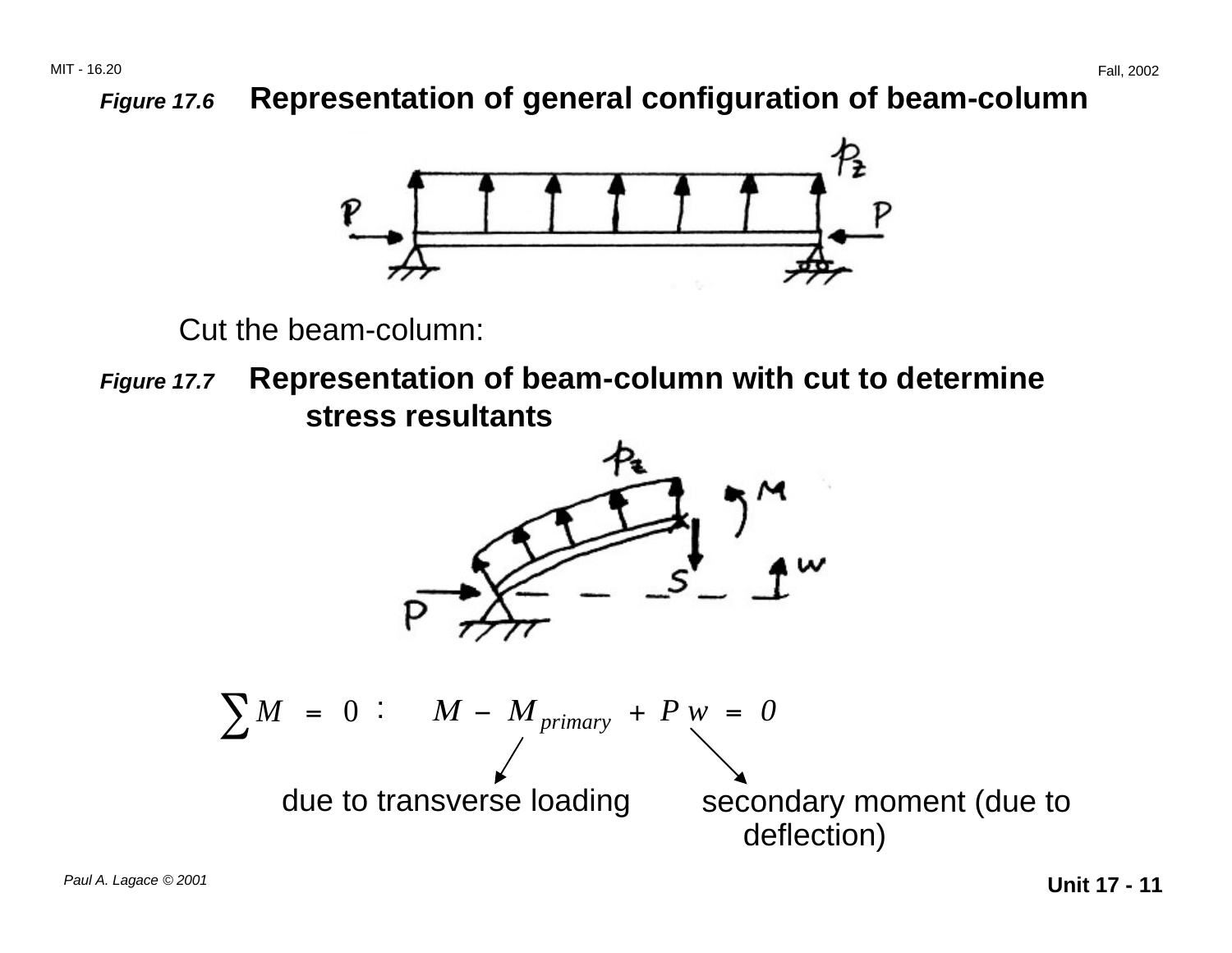**Figure 17.6** Representation of general configuration of beam-column

Cut the beam-column:

**Figure 17.7** Representation of beam-column with cut to determine stress resultants

$$\sum M = 0 : \quad M - M_{primary} + P\,w = 0$$

- $M_{primary}$: due to transverse loading
- $P\,w$: secondary moment (due to deflection)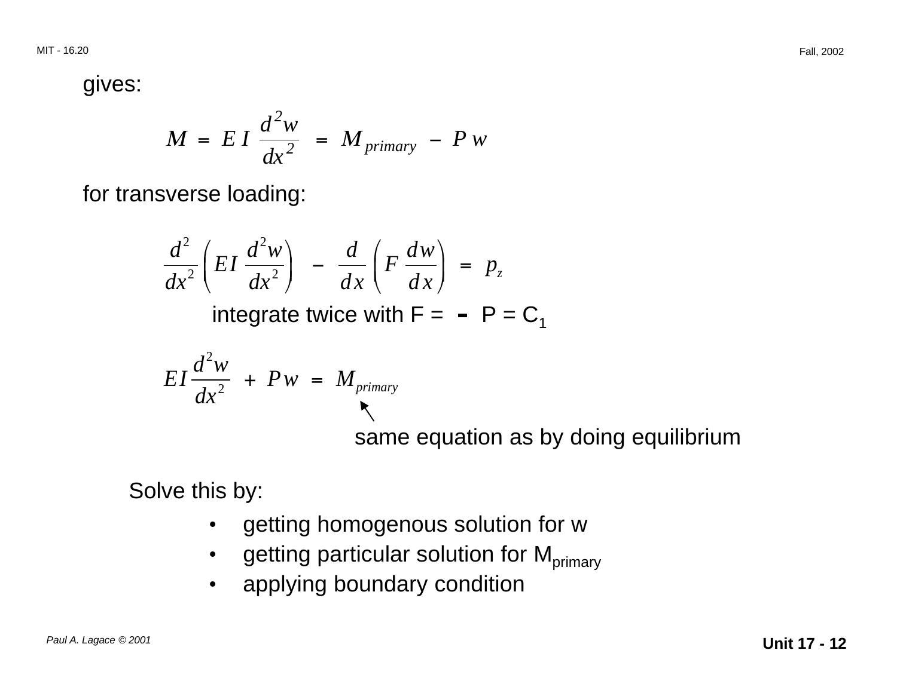gives:

$$M = EI \frac{d^2 w}{dx^2} = M_{primary} - P w$$

for transverse loading:

$$\frac{d^2}{dx^2}\left(EI \frac{d^2 w}{dx^2}\right) - \frac{d}{dx}\left(F \frac{dw}{dx}\right) = p_z$$

integrate twice with F = - P = $C_1$

$$EI \frac{d^2 w}{dx^2} + P w = M_{primary}$$

same equation as by doing equilibrium

Solve this by:

- getting homogenous solution for w
- getting particular solution for $M_{primary}$
- applying boundary condition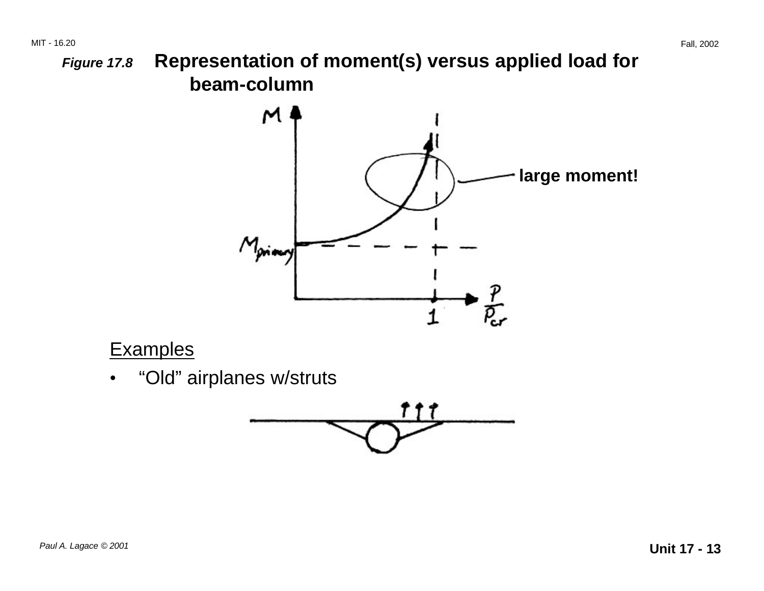***Figure 17.8*** **Representation of moment(s) versus applied load for beam-column**

Examples

- "Old" airplanes w/struts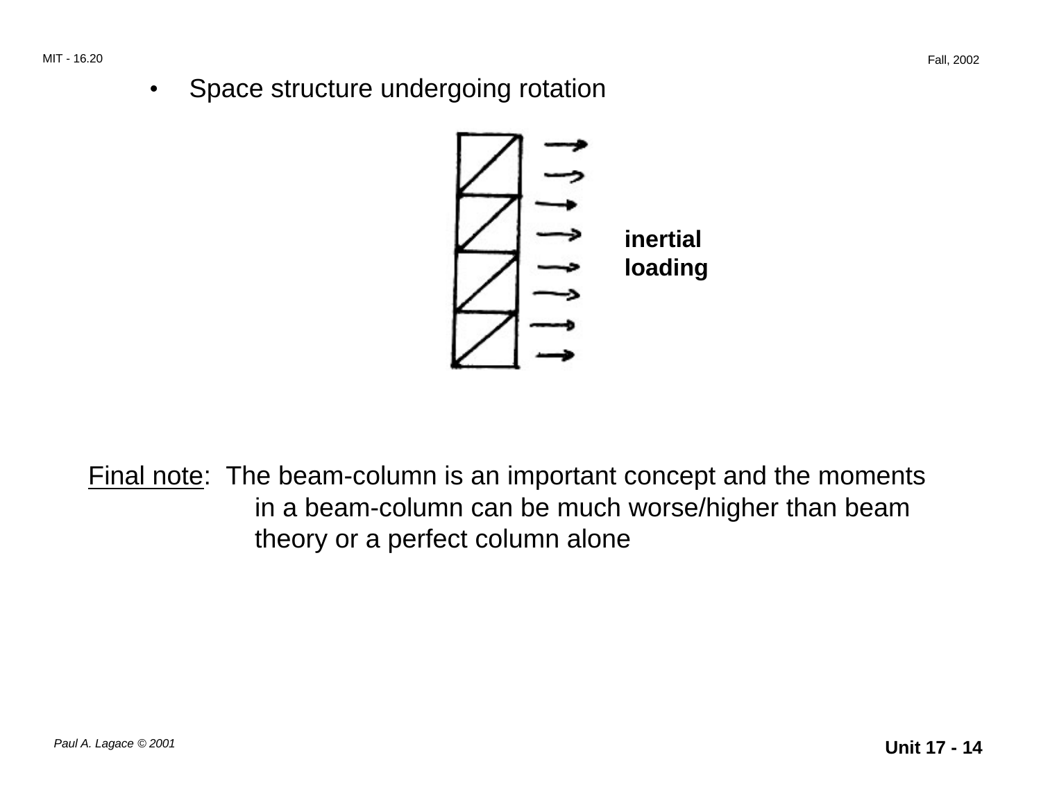- Space structure undergoing rotation

inertial
loading

<u>Final note</u>: The beam-column is an important concept and the moments in a beam-column can be much worse/higher than beam theory or a perfect column alone